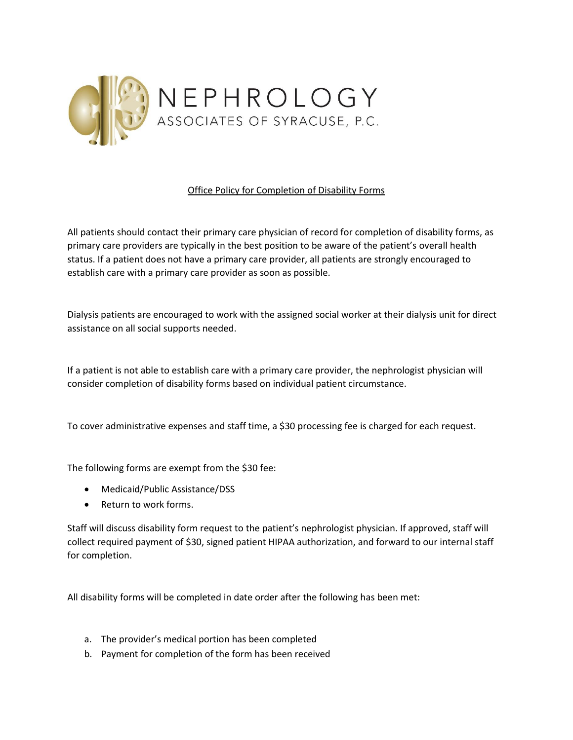# NEPHROLOGY

ASSOCIATES OF SYRACUSE, P.C.

## Office Policy for Completion of Disability Forms

All patients should contact their primary care physician of record for completion of disability forms, as primary care providers are typically in the best position to be aware of the patient's overall health status. If a patient does not have a primary care provider, all patients are strongly encouraged to establish care with a primary care provider as soon as possible.

Dialysis patients are encouraged to work with the assigned social worker at their dialysis unit for direct assistance on all social supports needed.

If a patient is not able to establish care with a primary care provider, the nephrologist physician will consider completion of disability forms based on individual patient circumstance.

To cover administrative expenses and staff time, a $30 processing fee is charged for each request.

The following forms are exempt from the $30 fee:

- Medicaid/Public Assistance/DSS
- Return to work forms.

Staff will discuss disability form request to the patient's nephrologist physician. If approved, staff will collect required payment of $30, signed patient HIPAA authorization, and forward to our internal staff for completion.

All disability forms will be completed in date order after the following has been met:

a. The provider's medical portion has been completed
b. Payment for completion of the form has been received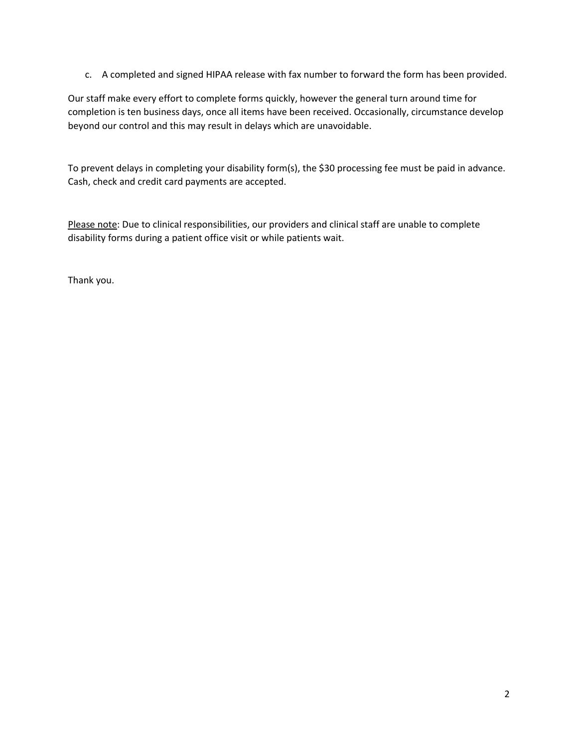c. A completed and signed HIPAA release with fax number to forward the form has been provided.

Our staff make every effort to complete forms quickly, however the general turn around time for completion is ten business days, once all items have been received. Occasionally, circumstance develop beyond our control and this may result in delays which are unavoidable.

To prevent delays in completing your disability form(s), the $30 processing fee must be paid in advance. Cash, check and credit card payments are accepted.

<u>Please note</u>: Due to clinical responsibilities, our providers and clinical staff are unable to complete disability forms during a patient office visit or while patients wait.

Thank you.